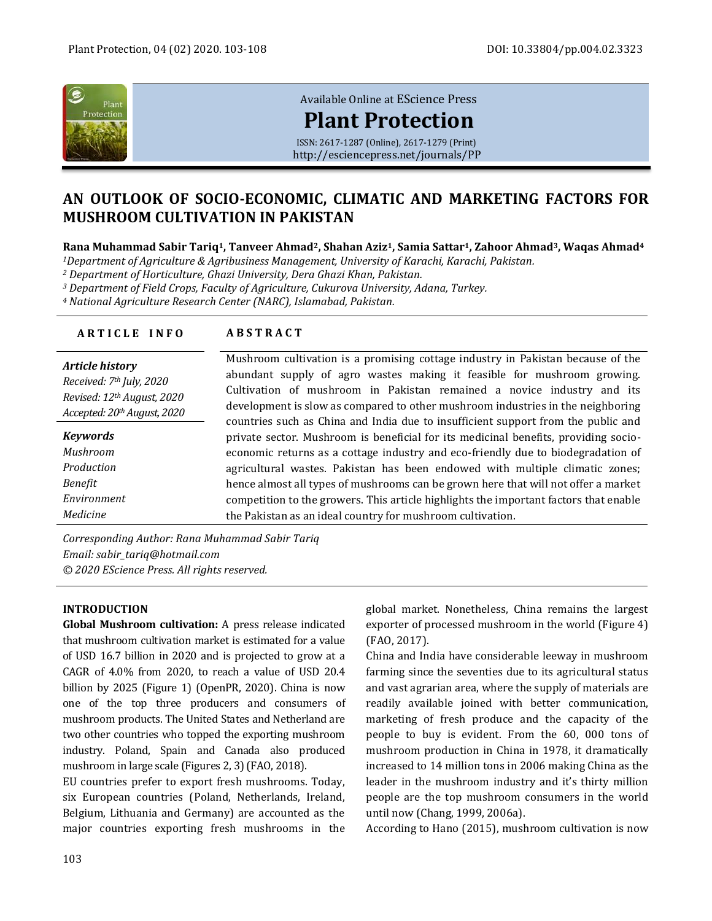Available Online at EScience Press

**Plant Protection**

ISSN: 2617-1287 (Online), 2617-1279 (Print)
http://esciencepress.net/journals/PP

# AN OUTLOOK OF SOCIO-ECONOMIC, CLIMATIC AND MARKETING FACTORS FOR MUSHROOM CULTIVATION IN PAKISTAN

**Rana Muhammad Sabir Tariq[1], Tanveer Ahmad[2], Shahan Aziz[1], Samia Sattar[1], Zahoor Ahmad[3], Waqas Ahmad[4]**

*[1]Department of Agriculture & Agribusiness Management, University of Karachi, Karachi, Pakistan.*
*[2] Department of Horticulture, Ghazi University, Dera Ghazi Khan, Pakistan.*
*[3] Department of Field Crops, Faculty of Agriculture, Cukurova University, Adana, Turkey.*
*[4] National Agriculture Research Center (NARC), Islamabad, Pakistan.*

**ARTICLE INFO**

***Article history***
*Received: 7th July, 2020*
*Revised: 12th August, 2020*
*Accepted: 20th August, 2020*

***Keywords***
*Mushroom*
*Production*
*Benefit*
*Environment*
*Medicine*

**ABSTRACT**

Mushroom cultivation is a promising cottage industry in Pakistan because of the abundant supply of agro wastes making it feasible for mushroom growing. Cultivation of mushroom in Pakistan remained a novice industry and its development is slow as compared to other mushroom industries in the neighboring countries such as China and India due to insufficient support from the public and private sector. Mushroom is beneficial for its medicinal benefits, providing socio-economic returns as a cottage industry and eco-friendly due to biodegradation of agricultural wastes. Pakistan has been endowed with multiple climatic zones; hence almost all types of mushrooms can be grown here that will not offer a market competition to the growers. This article highlights the important factors that enable the Pakistan as an ideal country for mushroom cultivation.

*Corresponding Author: Rana Muhammad Sabir Tariq*
*Email: sabir_tariq@hotmail.com*
*© 2020 EScience Press. All rights reserved.*

## INTRODUCTION

**Global Mushroom cultivation:** A press release indicated that mushroom cultivation market is estimated for a value of USD 16.7 billion in 2020 and is projected to grow at a CAGR of 4.0% from 2020, to reach a value of USD 20.4 billion by 2025 (Figure 1) (OpenPR, 2020). China is now one of the top three producers and consumers of mushroom products. The United States and Netherland are two other countries who topped the exporting mushroom industry. Poland, Spain and Canada also produced mushroom in large scale (Figures 2, 3) (FAO, 2018).

EU countries prefer to export fresh mushrooms. Today, six European countries (Poland, Netherlands, Ireland, Belgium, Lithuania and Germany) are accounted as the major countries exporting fresh mushrooms in the global market. Nonetheless, China remains the largest exporter of processed mushroom in the world (Figure 4) (FAO, 2017).

China and India have considerable leeway in mushroom farming since the seventies due to its agricultural status and vast agrarian area, where the supply of materials are readily available joined with better communication, marketing of fresh produce and the capacity of the people to buy is evident. From the 60, 000 tons of mushroom production in China in 1978, it dramatically increased to 14 million tons in 2006 making China as the leader in the mushroom industry and it's thirty million people are the top mushroom consumers in the world until now (Chang, 1999, 2006a).

According to Hano (2015), mushroom cultivation is now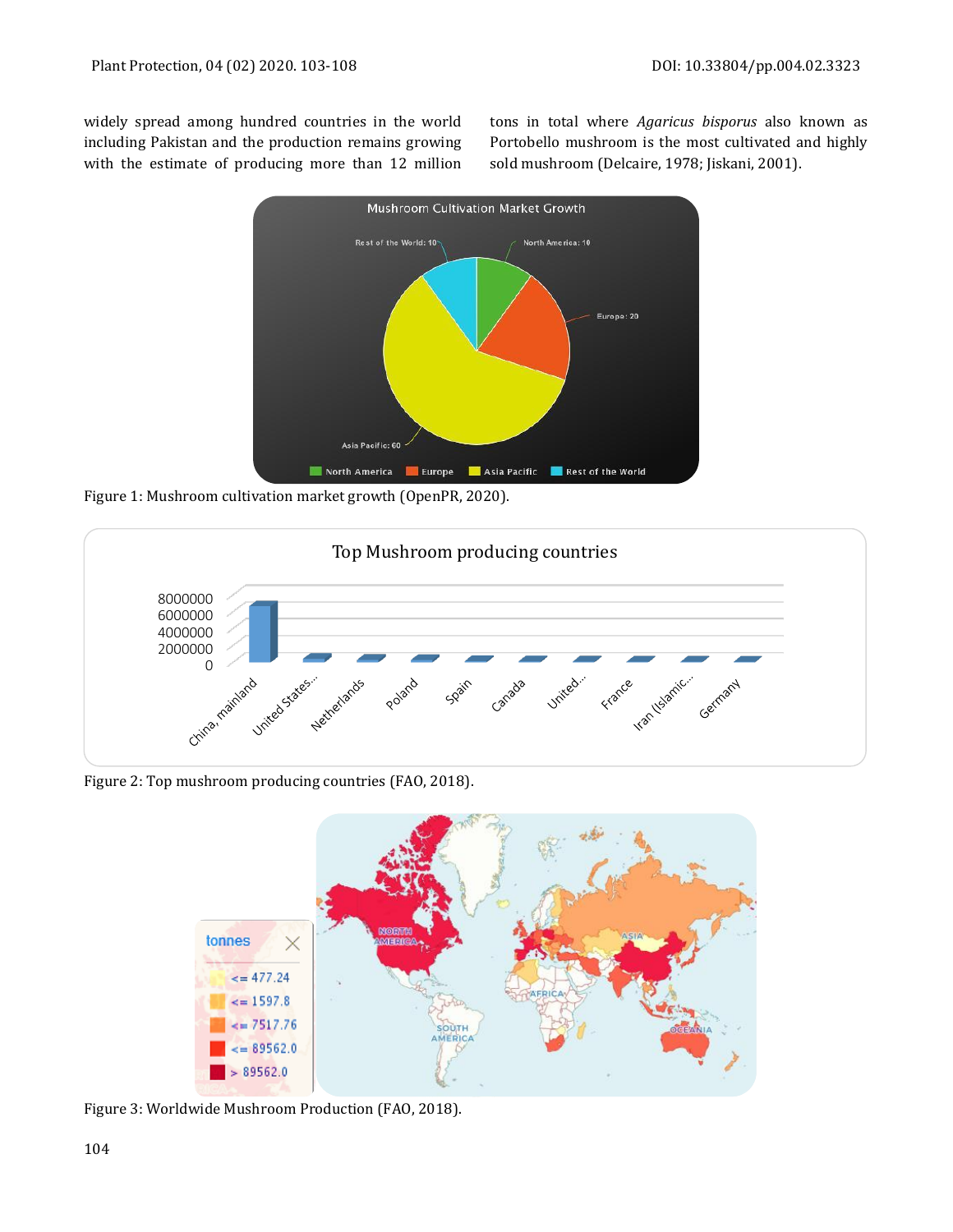widely spread among hundred countries in the world including Pakistan and the production remains growing with the estimate of producing more than 12 million tons in total where *Agaricus bisporus* also known as Portobello mushroom is the most cultivated and highly sold mushroom (Delcaire, 1978; Jiskani, 2001).

Figure 1: Mushroom cultivation market growth (OpenPR, 2020).

Figure 2: Top mushroom producing countries (FAO, 2018).

Figure 3: Worldwide Mushroom Production (FAO, 2018).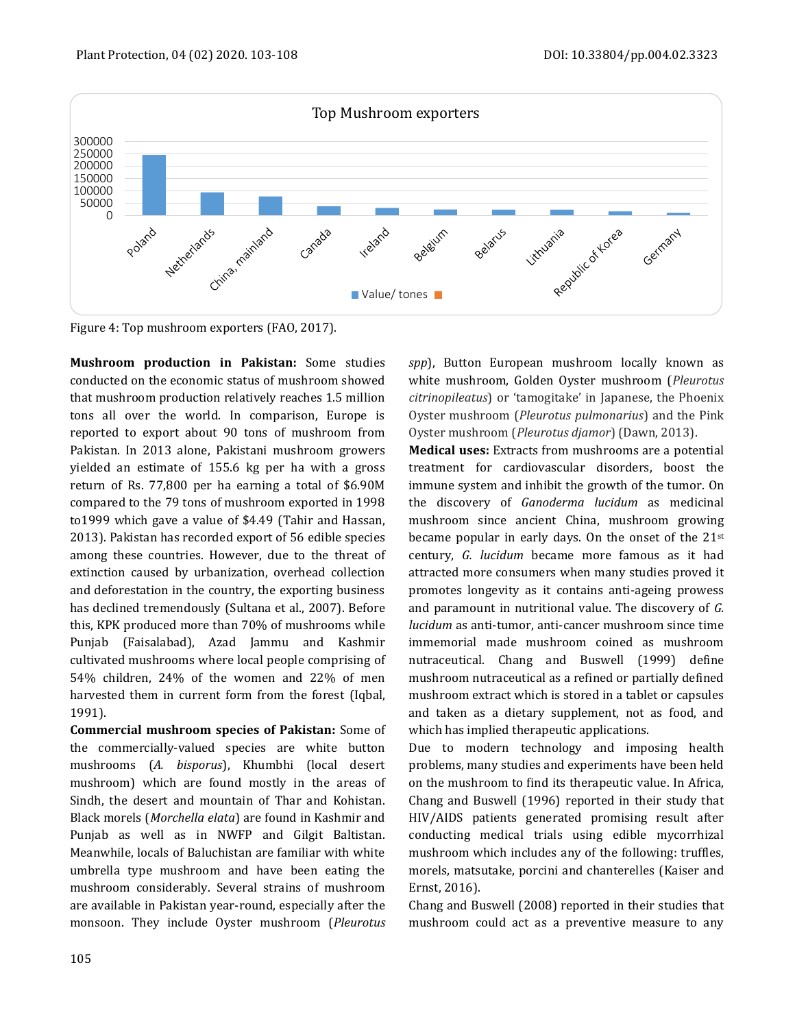Figure 4: Top mushroom exporters (FAO, 2017).

**Mushroom production in Pakistan:** Some studies conducted on the economic status of mushroom showed that mushroom production relatively reaches 1.5 million tons all over the world. In comparison, Europe is reported to export about 90 tons of mushroom from Pakistan. In 2013 alone, Pakistani mushroom growers yielded an estimate of 155.6 kg per ha with a gross return of Rs. 77,800 per ha earning a total of $6.90M compared to the 79 tons of mushroom exported in 1998 to1999 which gave a value of $4.49 (Tahir and Hassan, 2013). Pakistan has recorded export of 56 edible species among these countries. However, due to the threat of extinction caused by urbanization, overhead collection and deforestation in the country, the exporting business has declined tremendously (Sultana et al., 2007). Before this, KPK produced more than 70% of mushrooms while Punjab (Faisalabad), Azad Jammu and Kashmir cultivated mushrooms where local people comprising of 54% children, 24% of the women and 22% of men harvested them in current form from the forest (Iqbal, 1991).

**Commercial mushroom species of Pakistan:** Some of the commercially-valued species are white button mushrooms (*A. bisporus*), Khumbhi (local desert mushroom) which are found mostly in the areas of Sindh, the desert and mountain of Thar and Kohistan. Black morels (*Morchella elata*) are found in Kashmir and Punjab as well as in NWFP and Gilgit Baltistan. Meanwhile, locals of Baluchistan are familiar with white umbrella type mushroom and have been eating the mushroom considerably. Several strains of mushroom are available in Pakistan year-round, especially after the monsoon. They include Oyster mushroom (*Pleurotus spp*), Button European mushroom locally known as white mushroom, Golden Oyster mushroom (*Pleurotus citrinopileatus*) or 'tamogitake' in Japanese, the Phoenix Oyster mushroom (*Pleurotus pulmonarius*) and the Pink Oyster mushroom (*Pleurotus djamor*) (Dawn, 2013).

**Medical uses:** Extracts from mushrooms are a potential treatment for cardiovascular disorders, boost the immune system and inhibit the growth of the tumor. On the discovery of *Ganoderma lucidum* as medicinal mushroom since ancient China, mushroom growing became popular in early days. On the onset of the 21st century, *G. lucidum* became more famous as it had attracted more consumers when many studies proved it promotes longevity as it contains anti-ageing prowess and paramount in nutritional value. The discovery of *G. lucidum* as anti-tumor, anti-cancer mushroom since time immemorial made mushroom coined as mushroom nutraceutical. Chang and Buswell (1999) define mushroom nutraceutical as a refined or partially defined mushroom extract which is stored in a tablet or capsules and taken as a dietary supplement, not as food, and which has implied therapeutic applications.

Due to modern technology and imposing health problems, many studies and experiments have been held on the mushroom to find its therapeutic value. In Africa, Chang and Buswell (1996) reported in their study that HIV/AIDS patients generated promising result after conducting medical trials using edible mycorrhizal mushroom which includes any of the following: truffles, morels, matsutake, porcini and chanterelles (Kaiser and Ernst, 2016).

Chang and Buswell (2008) reported in their studies that mushroom could act as a preventive measure to any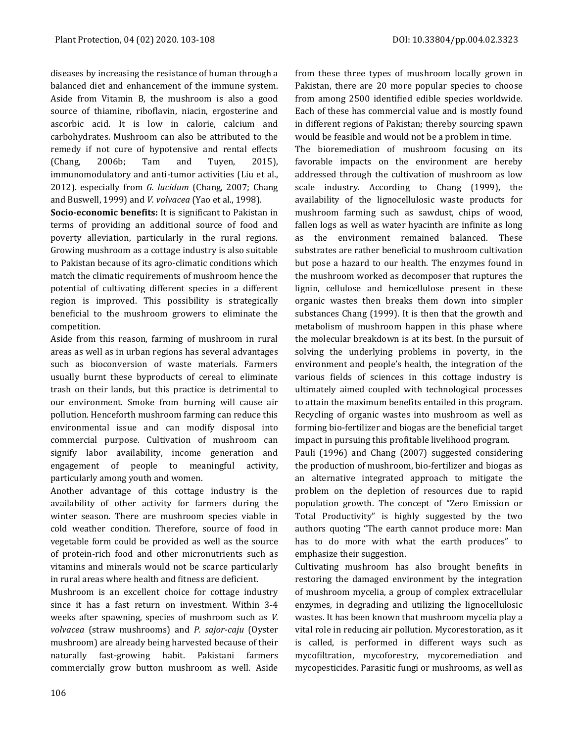diseases by increasing the resistance of human through a balanced diet and enhancement of the immune system. Aside from Vitamin B, the mushroom is also a good source of thiamine, riboflavin, niacin, ergosterine and ascorbic acid. It is low in calorie, calcium and carbohydrates. Mushroom can also be attributed to the remedy if not cure of hypotensive and rental effects (Chang, 2006b; Tam and Tuyen, 2015), immunomodulatory and anti-tumor activities (Liu et al., 2012). especially from *G. lucidum* (Chang, 2007; Chang and Buswell, 1999) and *V. volvacea* (Yao et al., 1998).

**Socio-economic benefits:** It is significant to Pakistan in terms of providing an additional source of food and poverty alleviation, particularly in the rural regions. Growing mushroom as a cottage industry is also suitable to Pakistan because of its agro-climatic conditions which match the climatic requirements of mushroom hence the potential of cultivating different species in a different region is improved. This possibility is strategically beneficial to the mushroom growers to eliminate the competition.

Aside from this reason, farming of mushroom in rural areas as well as in urban regions has several advantages such as bioconversion of waste materials. Farmers usually burnt these byproducts of cereal to eliminate trash on their lands, but this practice is detrimental to our environment. Smoke from burning will cause air pollution. Henceforth mushroom farming can reduce this environmental issue and can modify disposal into commercial purpose. Cultivation of mushroom can signify labor availability, income generation and engagement of people to meaningful activity, particularly among youth and women.

Another advantage of this cottage industry is the availability of other activity for farmers during the winter season. There are mushroom species viable in cold weather condition. Therefore, source of food in vegetable form could be provided as well as the source of protein-rich food and other micronutrients such as vitamins and minerals would not be scarce particularly in rural areas where health and fitness are deficient.

Mushroom is an excellent choice for cottage industry since it has a fast return on investment. Within 3-4 weeks after spawning, species of mushroom such as *V. volvacea* (straw mushrooms) and *P. sajor-caju* (Oyster mushroom) are already being harvested because of their naturally fast-growing habit. Pakistani farmers commercially grow button mushroom as well. Aside from these three types of mushroom locally grown in Pakistan, there are 20 more popular species to choose from among 2500 identified edible species worldwide. Each of these has commercial value and is mostly found in different regions of Pakistan; thereby sourcing spawn would be feasible and would not be a problem in time.

The bioremediation of mushroom focusing on its favorable impacts on the environment are hereby addressed through the cultivation of mushroom as low scale industry. According to Chang (1999), the availability of the lignocellulosic waste products for mushroom farming such as sawdust, chips of wood, fallen logs as well as water hyacinth are infinite as long as the environment remained balanced. These substrates are rather beneficial to mushroom cultivation but pose a hazard to our health. The enzymes found in the mushroom worked as decomposer that ruptures the lignin, cellulose and hemicellulose present in these organic wastes then breaks them down into simpler substances Chang (1999). It is then that the growth and metabolism of mushroom happen in this phase where the molecular breakdown is at its best. In the pursuit of solving the underlying problems in poverty, in the environment and people's health, the integration of the various fields of sciences in this cottage industry is ultimately aimed coupled with technological processes to attain the maximum benefits entailed in this program. Recycling of organic wastes into mushroom as well as forming bio-fertilizer and biogas are the beneficial target impact in pursuing this profitable livelihood program.

Pauli (1996) and Chang (2007) suggested considering the production of mushroom, bio-fertilizer and biogas as an alternative integrated approach to mitigate the problem on the depletion of resources due to rapid population growth. The concept of "Zero Emission or Total Productivity" is highly suggested by the two authors quoting "The earth cannot produce more: Man has to do more with what the earth produces" to emphasize their suggestion.

Cultivating mushroom has also brought benefits in restoring the damaged environment by the integration of mushroom mycelia, a group of complex extracellular enzymes, in degrading and utilizing the lignocellulosic wastes. It has been known that mushroom mycelia play a vital role in reducing air pollution. Mycorestoration, as it is called, is performed in different ways such as mycofiltration, mycoforestry, mycoremediation and mycopesticides. Parasitic fungi or mushrooms, as well as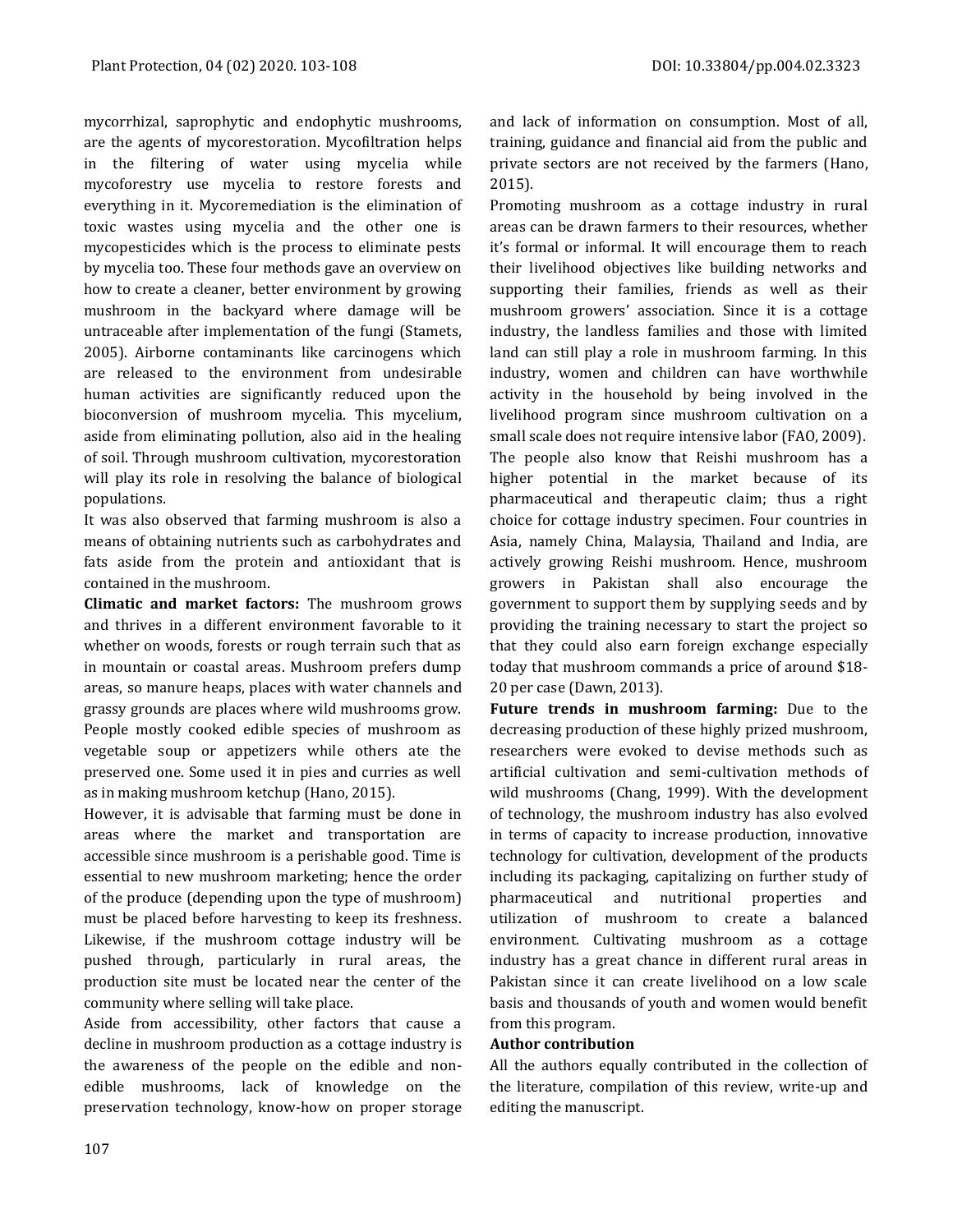mycorrhizal, saprophytic and endophytic mushrooms, are the agents of mycorestoration. Mycofiltration helps in the filtering of water using mycelia while mycoforestry use mycelia to restore forests and everything in it. Mycoremediation is the elimination of toxic wastes using mycelia and the other one is mycopesticides which is the process to eliminate pests by mycelia too. These four methods gave an overview on how to create a cleaner, better environment by growing mushroom in the backyard where damage will be untraceable after implementation of the fungi (Stamets, 2005). Airborne contaminants like carcinogens which are released to the environment from undesirable human activities are significantly reduced upon the bioconversion of mushroom mycelia. This mycelium, aside from eliminating pollution, also aid in the healing of soil. Through mushroom cultivation, mycorestoration will play its role in resolving the balance of biological populations.

It was also observed that farming mushroom is also a means of obtaining nutrients such as carbohydrates and fats aside from the protein and antioxidant that is contained in the mushroom.

**Climatic and market factors:** The mushroom grows and thrives in a different environment favorable to it whether on woods, forests or rough terrain such that as in mountain or coastal areas. Mushroom prefers dump areas, so manure heaps, places with water channels and grassy grounds are places where wild mushrooms grow. People mostly cooked edible species of mushroom as vegetable soup or appetizers while others ate the preserved one. Some used it in pies and curries as well as in making mushroom ketchup (Hano, 2015).

However, it is advisable that farming must be done in areas where the market and transportation are accessible since mushroom is a perishable good. Time is essential to new mushroom marketing; hence the order of the produce (depending upon the type of mushroom) must be placed before harvesting to keep its freshness. Likewise, if the mushroom cottage industry will be pushed through, particularly in rural areas, the production site must be located near the center of the community where selling will take place.

Aside from accessibility, other factors that cause a decline in mushroom production as a cottage industry is the awareness of the people on the edible and non-edible mushrooms, lack of knowledge on the preservation technology, know-how on proper storage and lack of information on consumption. Most of all, training, guidance and financial aid from the public and private sectors are not received by the farmers (Hano, 2015).

Promoting mushroom as a cottage industry in rural areas can be drawn farmers to their resources, whether it's formal or informal. It will encourage them to reach their livelihood objectives like building networks and supporting their families, friends as well as their mushroom growers' association. Since it is a cottage industry, the landless families and those with limited land can still play a role in mushroom farming. In this industry, women and children can have worthwhile activity in the household by being involved in the livelihood program since mushroom cultivation on a small scale does not require intensive labor (FAO, 2009). The people also know that Reishi mushroom has a higher potential in the market because of its pharmaceutical and therapeutic claim; thus a right choice for cottage industry specimen. Four countries in Asia, namely China, Malaysia, Thailand and India, are actively growing Reishi mushroom. Hence, mushroom growers in Pakistan shall also encourage the government to support them by supplying seeds and by providing the training necessary to start the project so that they could also earn foreign exchange especially today that mushroom commands a price of around $18-20 per case (Dawn, 2013).

**Future trends in mushroom farming:** Due to the decreasing production of these highly prized mushroom, researchers were evoked to devise methods such as artificial cultivation and semi-cultivation methods of wild mushrooms (Chang, 1999). With the development of technology, the mushroom industry has also evolved in terms of capacity to increase production, innovative technology for cultivation, development of the products including its packaging, capitalizing on further study of pharmaceutical and nutritional properties and utilization of mushroom to create a balanced environment. Cultivating mushroom as a cottage industry has a great chance in different rural areas in Pakistan since it can create livelihood on a low scale basis and thousands of youth and women would benefit from this program.

## Author contribution

All the authors equally contributed in the collection of the literature, compilation of this review, write-up and editing the manuscript.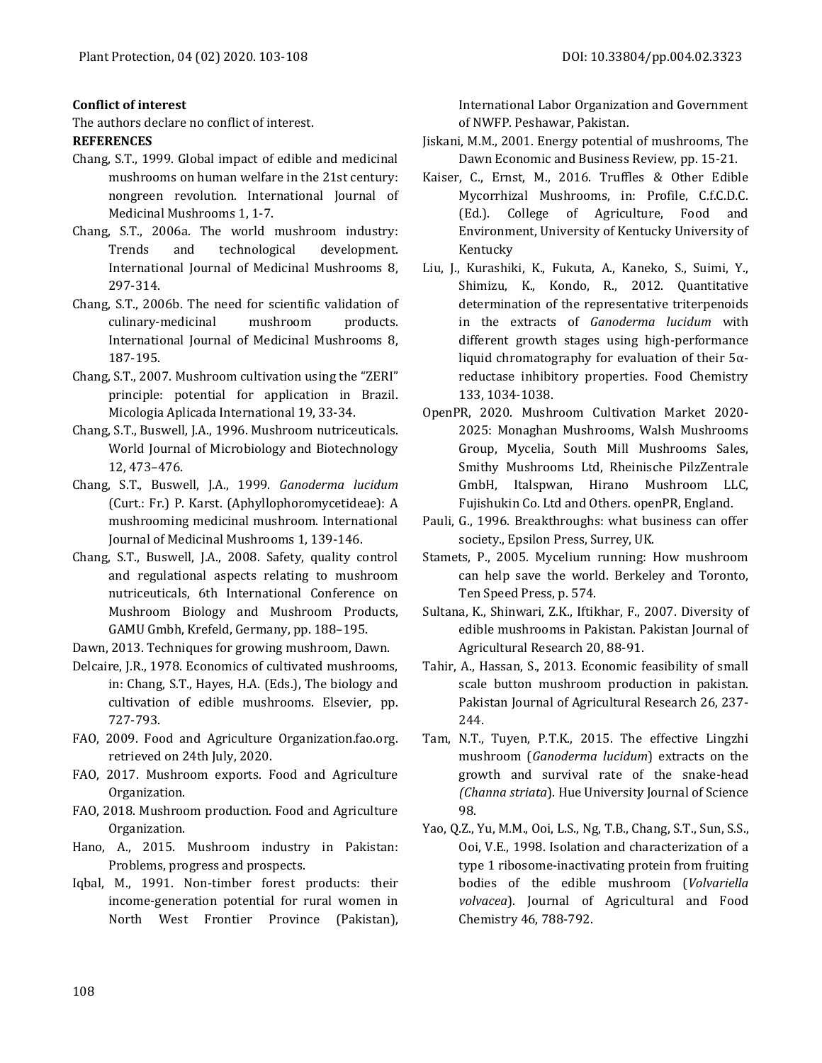**Conflict of interest**

The authors declare no conflict of interest.

**REFERENCES**

Chang, S.T., 1999. Global impact of edible and medicinal mushrooms on human welfare in the 21st century: nongreen revolution. International Journal of Medicinal Mushrooms 1, 1-7.

Chang, S.T., 2006a. The world mushroom industry: Trends and technological development. International Journal of Medicinal Mushrooms 8, 297-314.

Chang, S.T., 2006b. The need for scientific validation of culinary-medicinal mushroom products. International Journal of Medicinal Mushrooms 8, 187-195.

Chang, S.T., 2007. Mushroom cultivation using the "ZERI" principle: potential for application in Brazil. Micologia Aplicada International 19, 33-34.

Chang, S.T., Buswell, J.A., 1996. Mushroom nutriceuticals. World Journal of Microbiology and Biotechnology 12, 473–476.

Chang, S.T., Buswell, J.A., 1999. *Ganoderma lucidum* (Curt.: Fr.) P. Karst. (Aphyllophoromycetideae): A mushrooming medicinal mushroom. International Journal of Medicinal Mushrooms 1, 139-146.

Chang, S.T., Buswell, J.A., 2008. Safety, quality control and regulational aspects relating to mushroom nutriceuticals, 6th International Conference on Mushroom Biology and Mushroom Products, GAMU Gmbh, Krefeld, Germany, pp. 188–195.

Dawn, 2013. Techniques for growing mushroom, Dawn.

Delcaire, J.R., 1978. Economics of cultivated mushrooms, in: Chang, S.T., Hayes, H.A. (Eds.), The biology and cultivation of edible mushrooms. Elsevier, pp. 727-793.

FAO, 2009. Food and Agriculture Organization.fao.org. retrieved on 24th July, 2020.

FAO, 2017. Mushroom exports. Food and Agriculture Organization.

FAO, 2018. Mushroom production. Food and Agriculture Organization.

Hano, A., 2015. Mushroom industry in Pakistan: Problems, progress and prospects.

Iqbal, M., 1991. Non-timber forest products: their income-generation potential for rural women in North West Frontier Province (Pakistan), International Labor Organization and Government of NWFP. Peshawar, Pakistan.

Jiskani, M.M., 2001. Energy potential of mushrooms, The Dawn Economic and Business Review, pp. 15-21.

Kaiser, C., Ernst, M., 2016. Truffles & Other Edible Mycorrhizal Mushrooms, in: Profile, C.f.C.D.C. (Ed.). College of Agriculture, Food and Environment, University of Kentucky University of Kentucky

Liu, J., Kurashiki, K., Fukuta, A., Kaneko, S., Suimi, Y., Shimizu, K., Kondo, R., 2012. Quantitative determination of the representative triterpenoids in the extracts of *Ganoderma lucidum* with different growth stages using high-performance liquid chromatography for evaluation of their 5α-reductase inhibitory properties. Food Chemistry 133, 1034-1038.

OpenPR, 2020. Mushroom Cultivation Market 2020-2025: Monaghan Mushrooms, Walsh Mushrooms Group, Mycelia, South Mill Mushrooms Sales, Smithy Mushrooms Ltd, Rheinische PilzZentrale GmbH, Italspwan, Hirano Mushroom LLC, Fujishukin Co. Ltd and Others. openPR, England.

Pauli, G., 1996. Breakthroughs: what business can offer society., Epsilon Press, Surrey, UK.

Stamets, P., 2005. Mycelium running: How mushroom can help save the world. Berkeley and Toronto, Ten Speed Press, p. 574.

Sultana, K., Shinwari, Z.K., Iftikhar, F., 2007. Diversity of edible mushrooms in Pakistan. Pakistan Journal of Agricultural Research 20, 88-91.

Tahir, A., Hassan, S., 2013. Economic feasibility of small scale button mushroom production in pakistan. Pakistan Journal of Agricultural Research 26, 237-244.

Tam, N.T., Tuyen, P.T.K., 2015. The effective Lingzhi mushroom (*Ganoderma lucidum*) extracts on the growth and survival rate of the snake-head *(Channa striata*). Hue University Journal of Science 98.

Yao, Q.Z., Yu, M.M., Ooi, L.S., Ng, T.B., Chang, S.T., Sun, S.S., Ooi, V.E., 1998. Isolation and characterization of a type 1 ribosome-inactivating protein from fruiting bodies of the edible mushroom (*Volvariella volvacea*). Journal of Agricultural and Food Chemistry 46, 788-792.